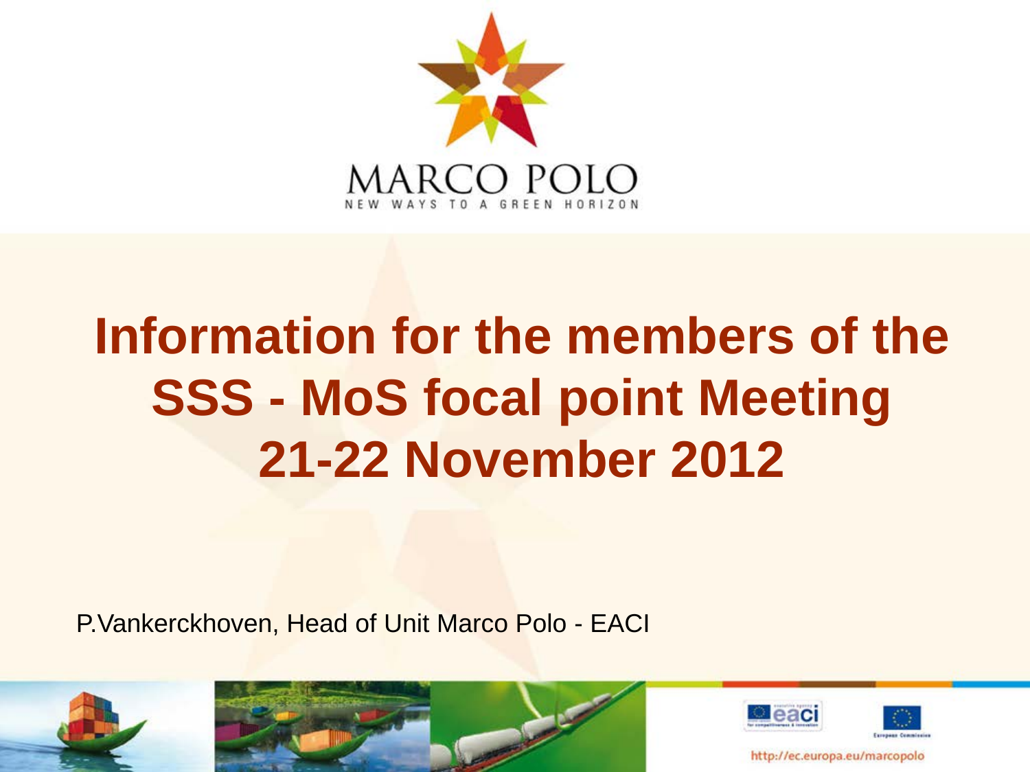MARCO POLO

NEW WAYS TO A GREEN HORIZON

# Information for the members of the SSS - MoS focal point Meeting 21-22 November 2012

P.Vankerckhoven, Head of Unit Marco Polo - EACI

http://ec.europa.eu/marcopolo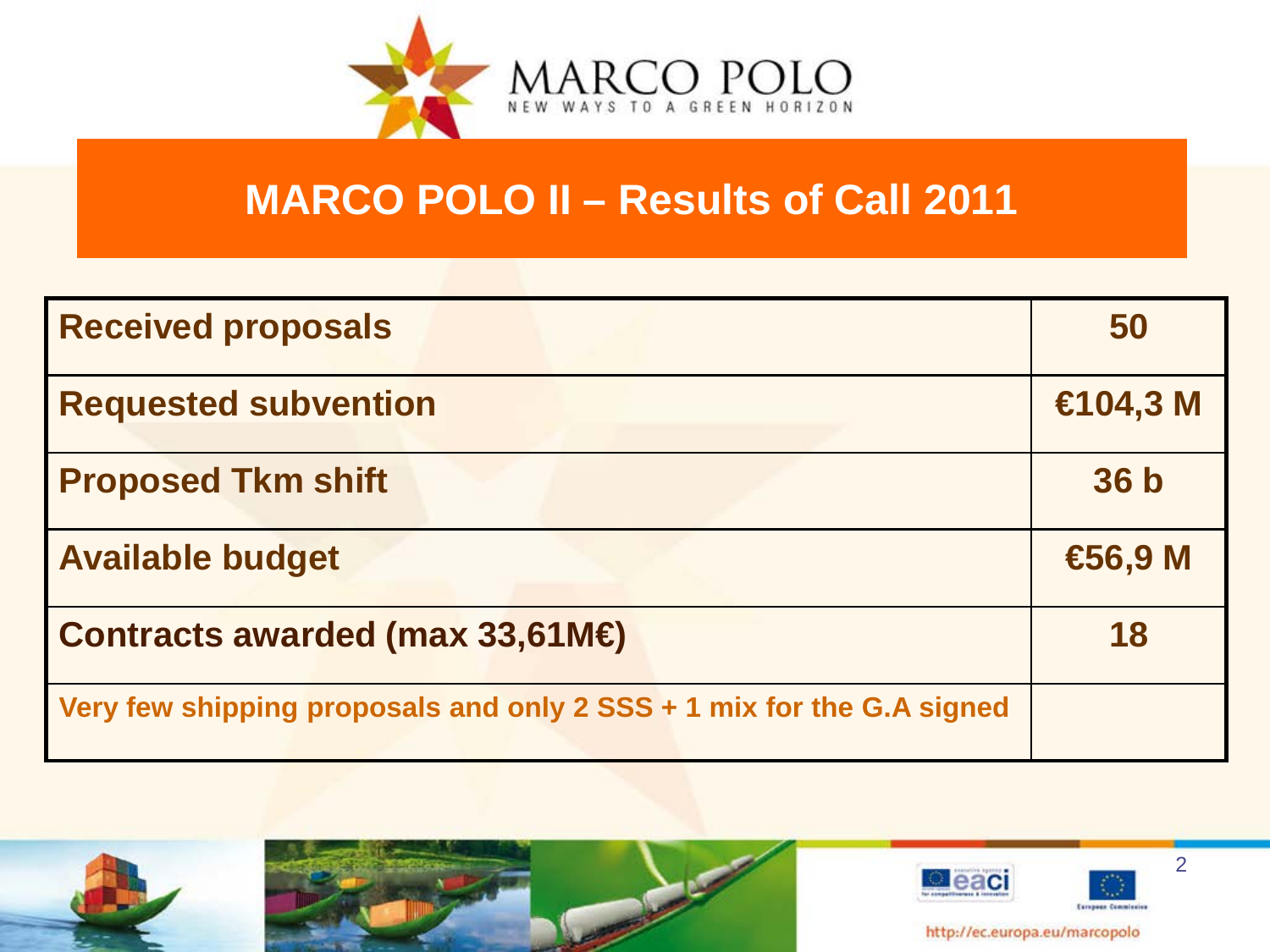# MARCO POLO II – Results of Call 2011

| Received proposals | 50 |
|---|---|
| Requested subvention | €104,3 M |
| Proposed Tkm shift | 36 b |
| Available budget | €56,9 M |
| Contracts awarded (max 33,61M€) | 18 |
| Very few shipping proposals and only 2 SSS + 1 mix for the G.A signed | |

http://ec.europa.eu/marcopolo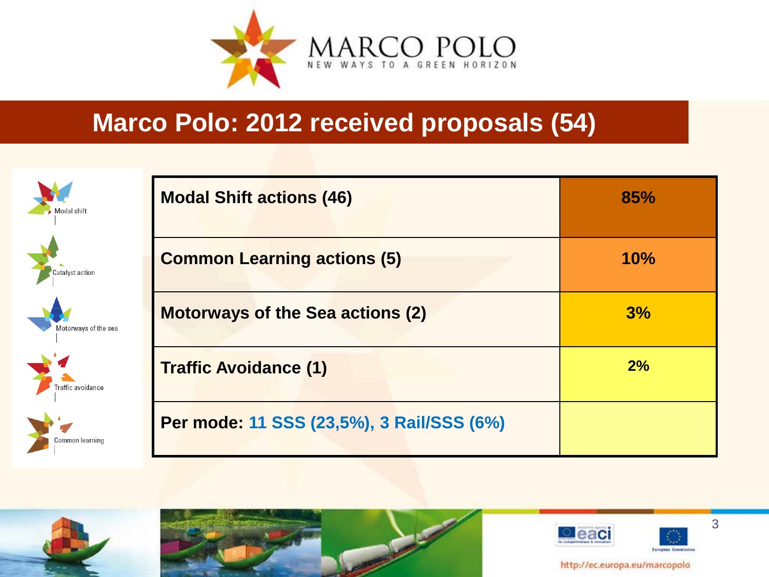## Marco Polo: 2012 received proposals (54)

| | |
|---|---|
| **Modal Shift actions (46)** | **85%** |
| **Common Learning actions (5)** | **10%** |
| **Motorways of the Sea actions (2)** | **3%** |
| **Traffic Avoidance (1)** | **2%** |
| **Per mode: 11 SSS (23,5%), 3 Rail/SSS (6%)** | |

http://ec.europa.eu/marcopolo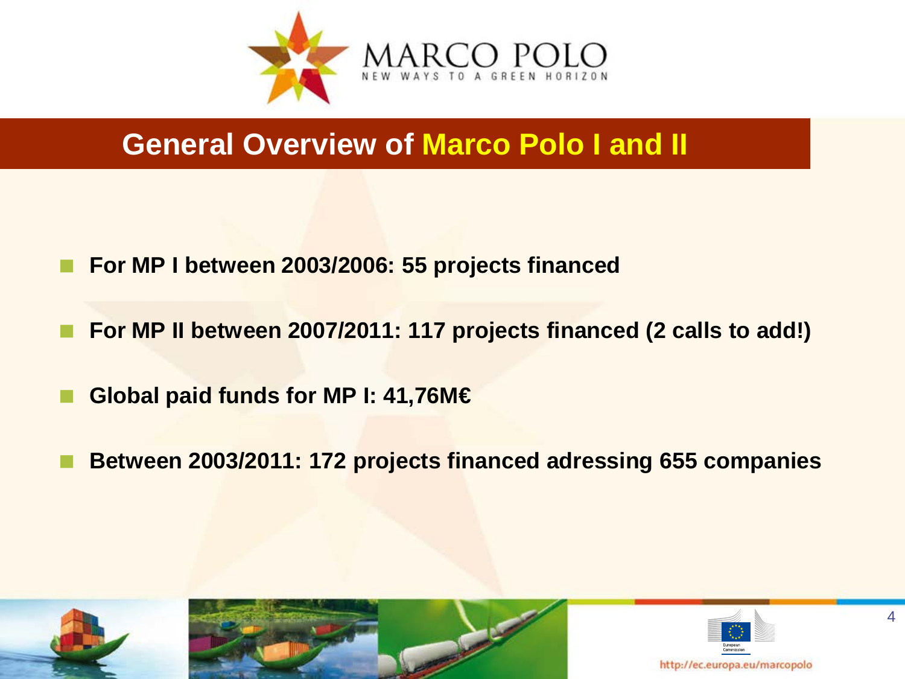## General Overview of Marco Polo I and II

- **For MP I between 2003/2006: 55 projects financed**
- **For MP II between 2007/2011: 117 projects financed (2 calls to add!)**
- **Global paid funds for MP I: 41,76M€**
- **Between 2003/2011: 172 projects financed adressing 655 companies**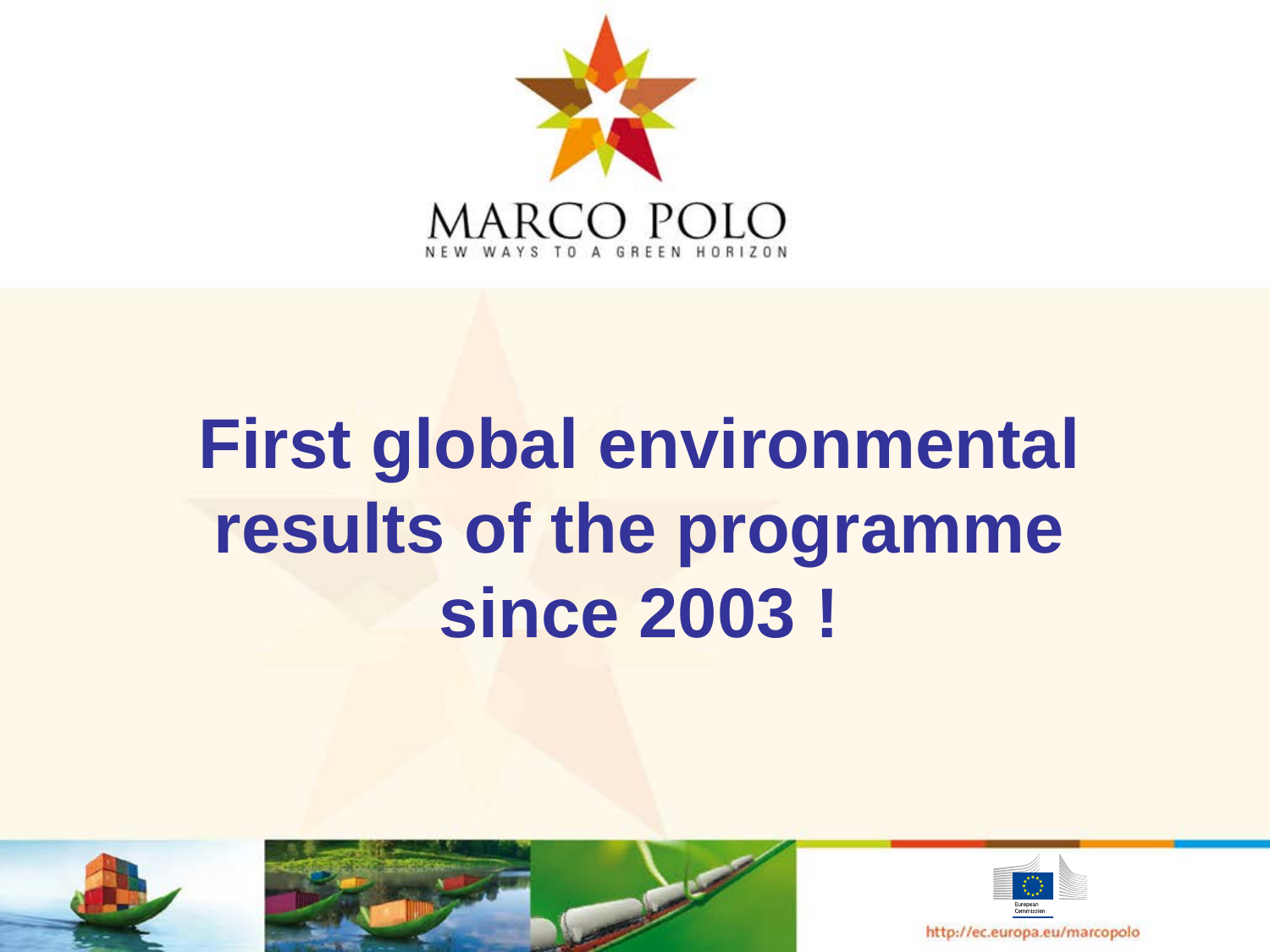MARCO POLO

NEW WAYS TO A GREEN HORIZON

# First global environmental results of the programme since 2003 !

http://ec.europa.eu/marcopolo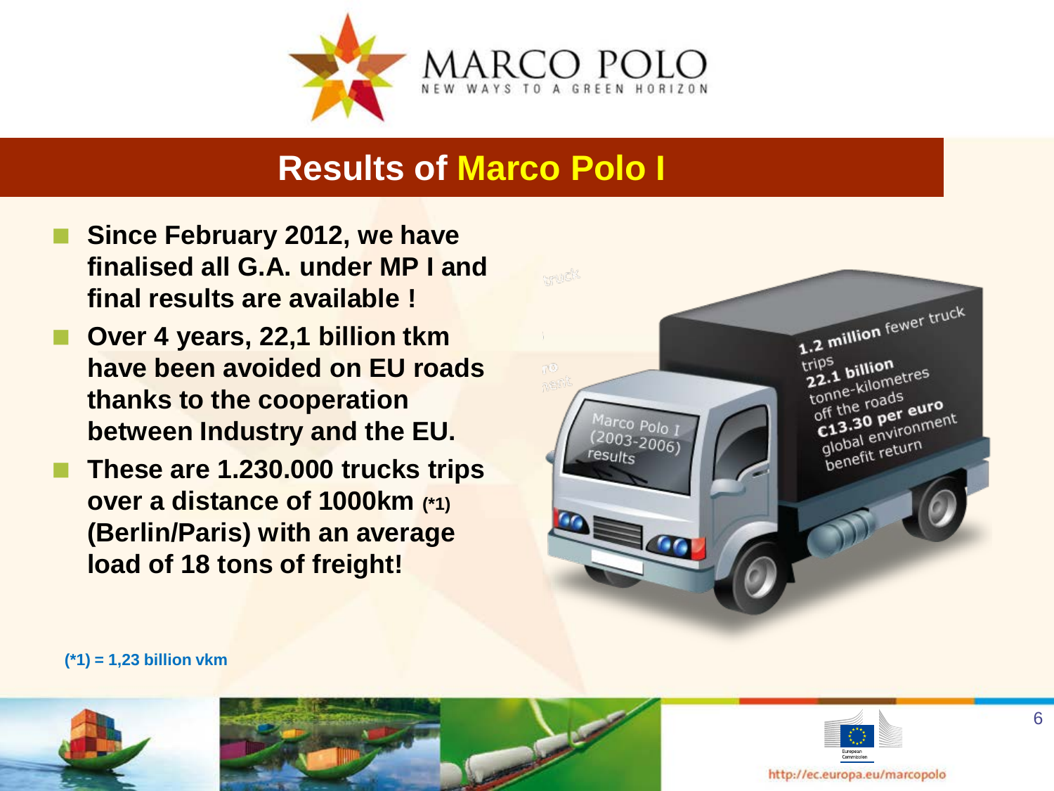# Results of Marco Polo I

- **Since February 2012, we have finalised all G.A. under MP I and final results are available !**
- **Over 4 years, 22,1 billion tkm have been avoided on EU roads thanks to the cooperation between Industry and the EU.**
- **These are 1.230.000 trucks trips over a distance of 1000km (*1) (Berlin/Paris) with an average load of 18 tons of freight!**

Marco Polo I (2003-2006) results

**1.2 million** fewer truck trips
**22.1 billion** tonne-kilometres off the roads
**€13.30 per euro** global environment benefit return

**(*1) = 1,23 billion vkm**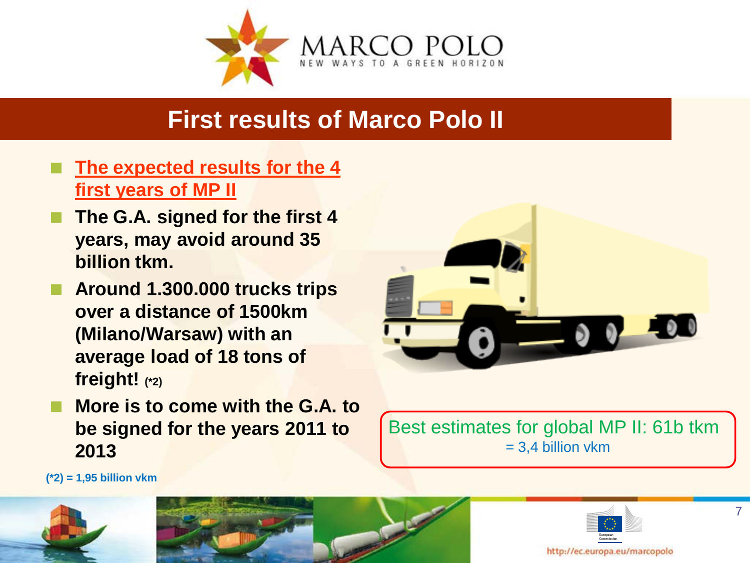# First results of Marco Polo II

- **The expected results for the 4 first years of MP II**
- **The G.A. signed for the first 4 years, may avoid around 35 billion tkm.**
- **Around 1.300.000 trucks trips over a distance of 1500km (Milano/Warsaw) with an average load of 18 tons of freight! (*2)**
- **More is to come with the G.A. to be signed for the years 2011 to 2013**

Best estimates for global MP II: 61b tkm
= 3,4 billion vkm

**(*2) = 1,95 billion vkm**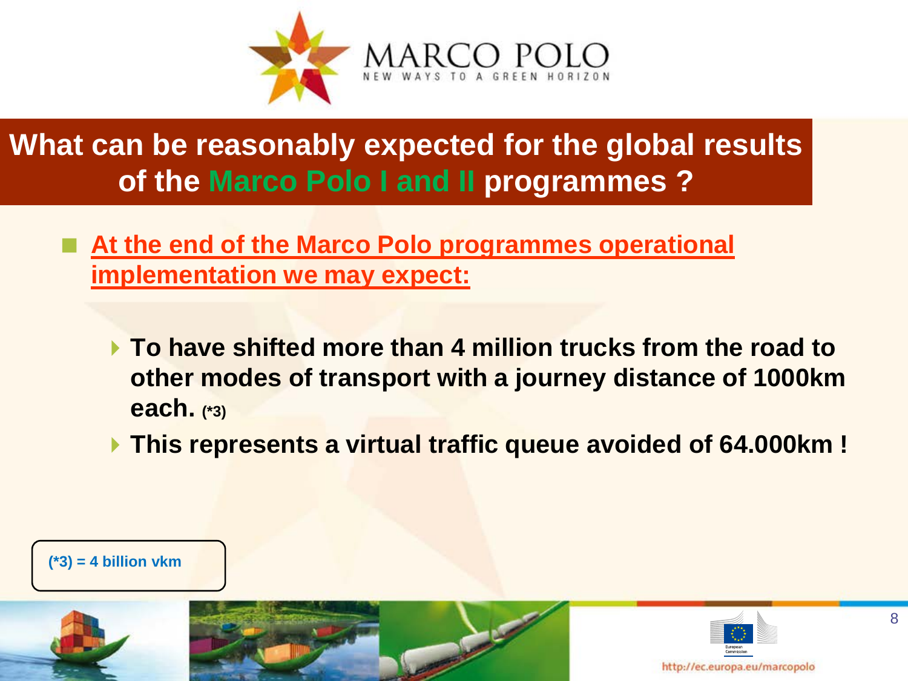# What can be reasonably expected for the global results of the Marco Polo I and II programmes ?

- **At the end of the Marco Polo programmes operational implementation we may expect:**
  - **To have shifted more than 4 million trucks from the road to other modes of transport with a journey distance of 1000km each.** (*3)
  - **This represents a virtual traffic queue avoided of 64.000km !**

**(*3) = 4 billion vkm**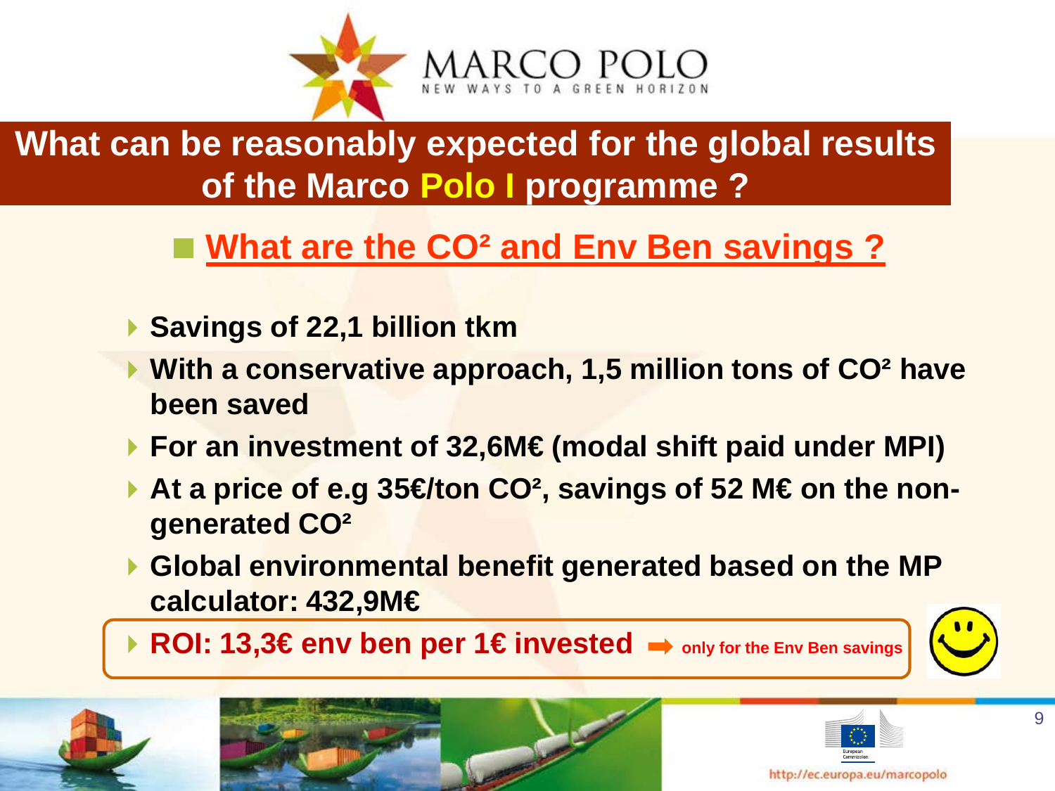# What can be reasonably expected for the global results of the Marco Polo I programme ?

## What are the $CO^2$ and Env Ben savings ?

- **Savings of 22,1 billion tkm**
- **With a conservative approach, 1,5 million tons of $CO^2$ have been saved**
- **For an investment of 32,6M€ (modal shift paid under MPI)**
- **At a price of e.g 35€/ton $CO^2$, savings of 52 M€ on the non-generated $CO^2$**
- **Global environmental benefit generated based on the MP calculator: 432,9M€**
- **ROI: 13,3€ env ben per 1€ invested** ➡ **only for the Env Ben savings**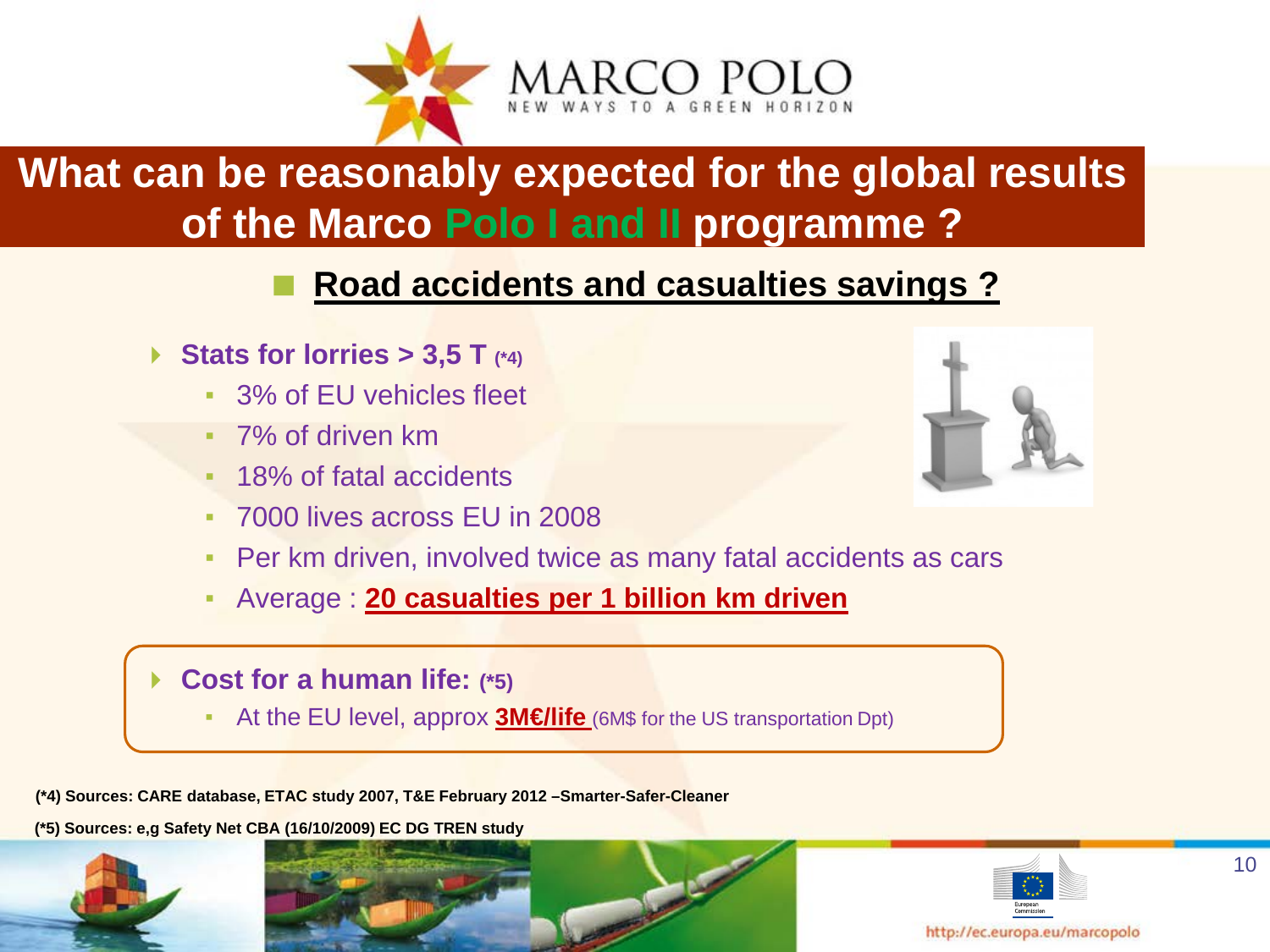# What can be reasonably expected for the global results of the Marco Polo I and II programme ?

## Road accidents and casualties savings ?

- **Stats for lorries > 3,5 T (*4)**
  - 3% of EU vehicles fleet
  - 7% of driven km
  - 18% of fatal accidents
  - 7000 lives across EU in 2008
  - Per km driven, involved twice as many fatal accidents as cars
  - Average : **20 casualties per 1 billion km driven**

- **Cost for a human life: (*5)**
  - At the EU level, approx **3M€/life** (6M$ for the US transportation Dpt)

**(*4) Sources: CARE database, ETAC study 2007, T&E February 2012 –Smarter-Safer-Cleaner**

**(*5) Sources: e,g Safety Net CBA (16/10/2009) EC DG TREN study**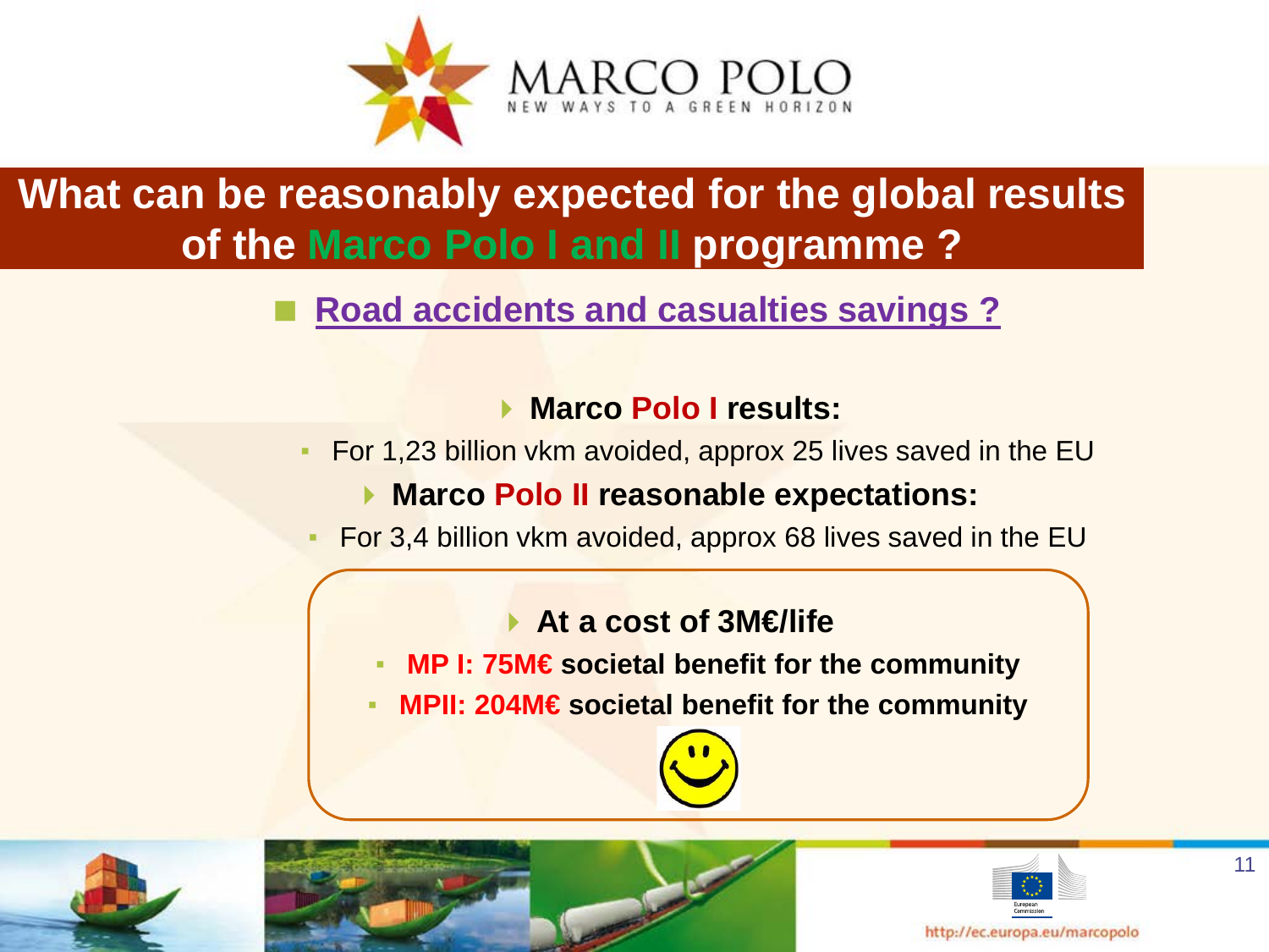MARCO POLO

NEW WAYS TO A GREEN HORIZON

# What can be reasonably expected for the global results of the Marco Polo I and II programme ?

- **Road accidents and casualties savings ?**

### Marco Polo I results:

- For 1,23 billion vkm avoided, approx 25 lives saved in the EU

### Marco Polo II reasonable expectations:

- For 3,4 billion vkm avoided, approx 68 lives saved in the EU

### At a cost of 3M€/life

- **MP I: 75M€ societal benefit for the community**
- **MPII: 204M€ societal benefit for the community**

http://ec.europa.eu/marcopolo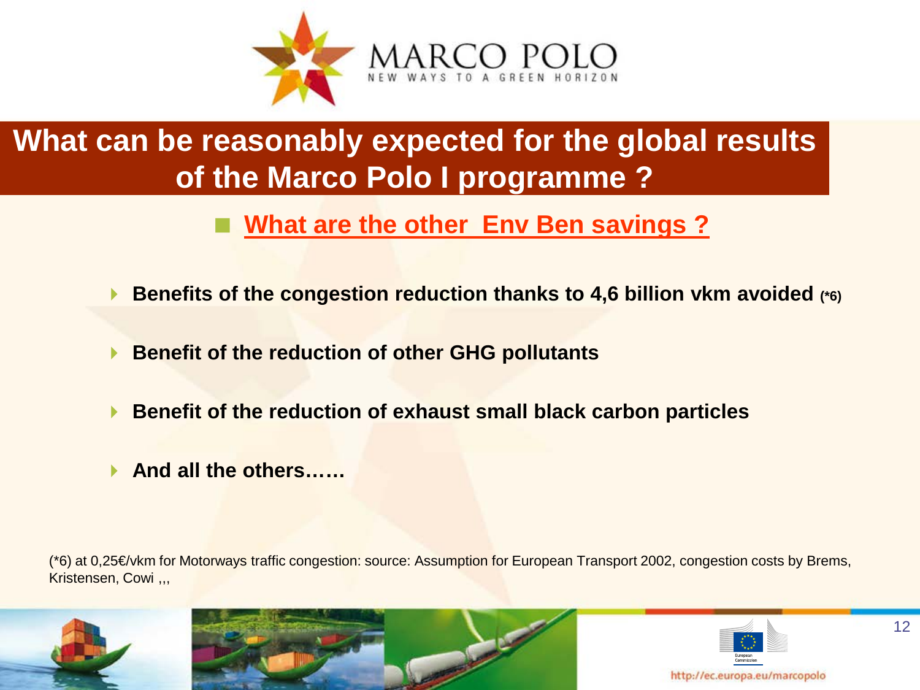# What can be reasonably expected for the global results of the Marco Polo I programme ?

## What are the other Env Ben savings ?

- **Benefits of the congestion reduction thanks to 4,6 billion vkm avoided (*6)**
- **Benefit of the reduction of other GHG pollutants**
- **Benefit of the reduction of exhaust small black carbon particles**
- **And all the others……**

(*6) at 0,25€/vkm for Motorways traffic congestion: source: Assumption for European Transport 2002, congestion costs by Brems, Kristensen, Cowi ,,,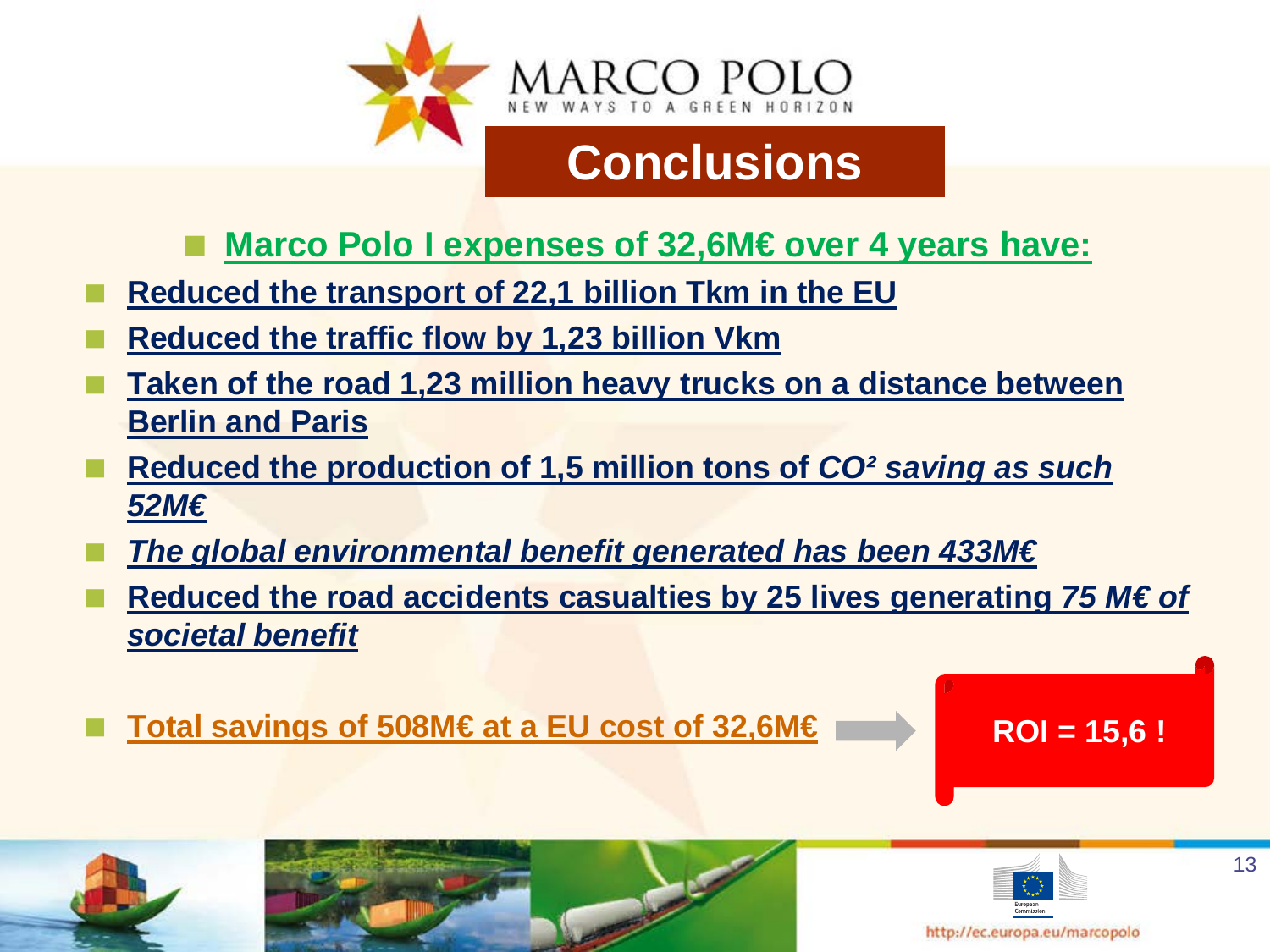MARCO POLO

NEW WAYS TO A GREEN HORIZON

# Conclusions

- **Marco Polo I expenses of 32,6M€ over 4 years have:**
- **Reduced the transport of 22,1 billion Tkm in the EU**
- **Reduced the traffic flow by 1,23 billion Vkm**
- **Taken of the road 1,23 million heavy trucks on a distance between Berlin and Paris**
- **Reduced the production of 1,5 million tons of *CO² saving as such 52M€***
- ***The global environmental benefit generated has been 433M€***
- **Reduced the road accidents casualties by 25 lives generating *75 M€ of societal benefit***
- **Total savings of 508M€ at a EU cost of 32,6M€** → **ROI = 15,6 !**

http://ec.europa.eu/marcopolo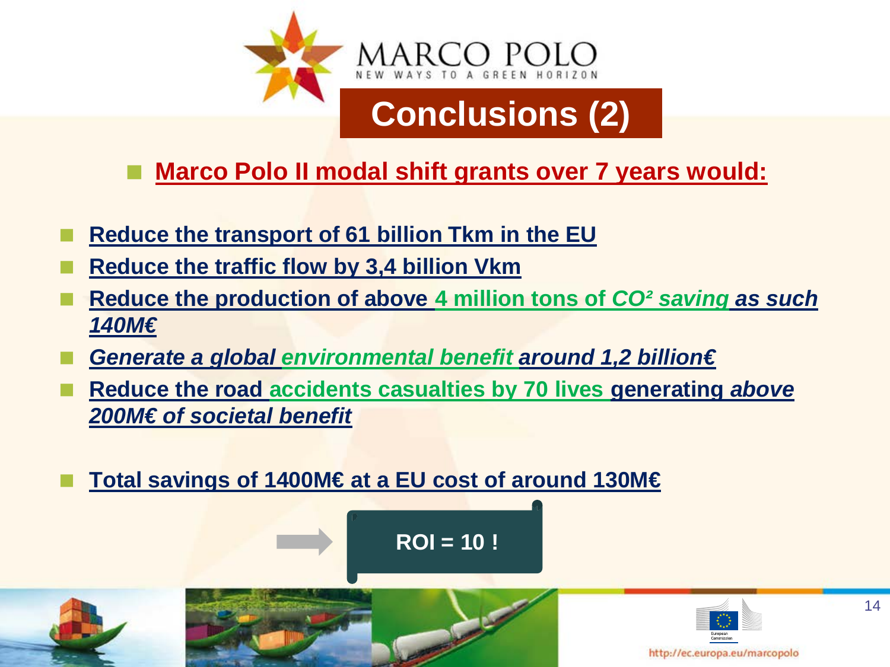# Conclusions (2)

- **Marco Polo II modal shift grants over 7 years would:**

- **Reduce the transport of 61 billion Tkm in the EU**
- **Reduce the traffic flow by 3,4 billion Vkm**
- **Reduce the production of above 4 million tons of *$CO^2$ saving* *as such 140M€***
- ***Generate a global environmental benefit around 1,2 billion€***
- **Reduce the road accidents casualties by 70 lives generating *above 200M€ of societal benefit***

- **Total savings of 1400M€ at a EU cost of around 130M€**

**ROI = 10 !**

http://ec.europa.eu/marcopolo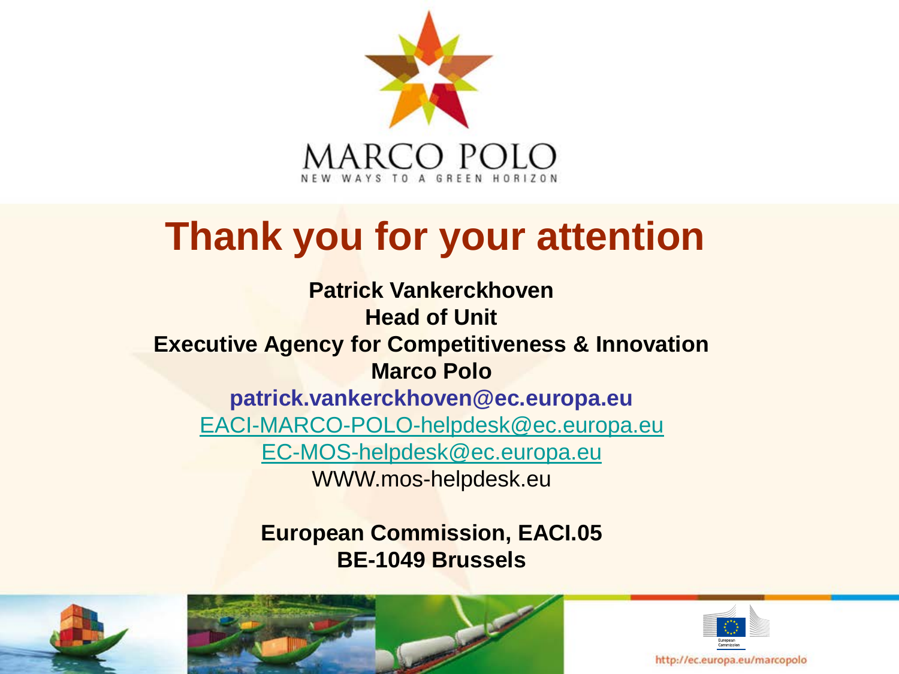MARCO POLO

NEW WAYS TO A GREEN HORIZON

# Thank you for your attention

**Patrick Vankerckhoven**
**Head of Unit**
**Executive Agency for Competitiveness & Innovation**
**Marco Polo**
**patrick.vankerckhoven@ec.europa.eu**
EACI-MARCO-POLO-helpdesk@ec.europa.eu
EC-MOS-helpdesk@ec.europa.eu
WWW.mos-helpdesk.eu

**European Commission, EACI.05**
**BE-1049 Brussels**

http://ec.europa.eu/marcopolo